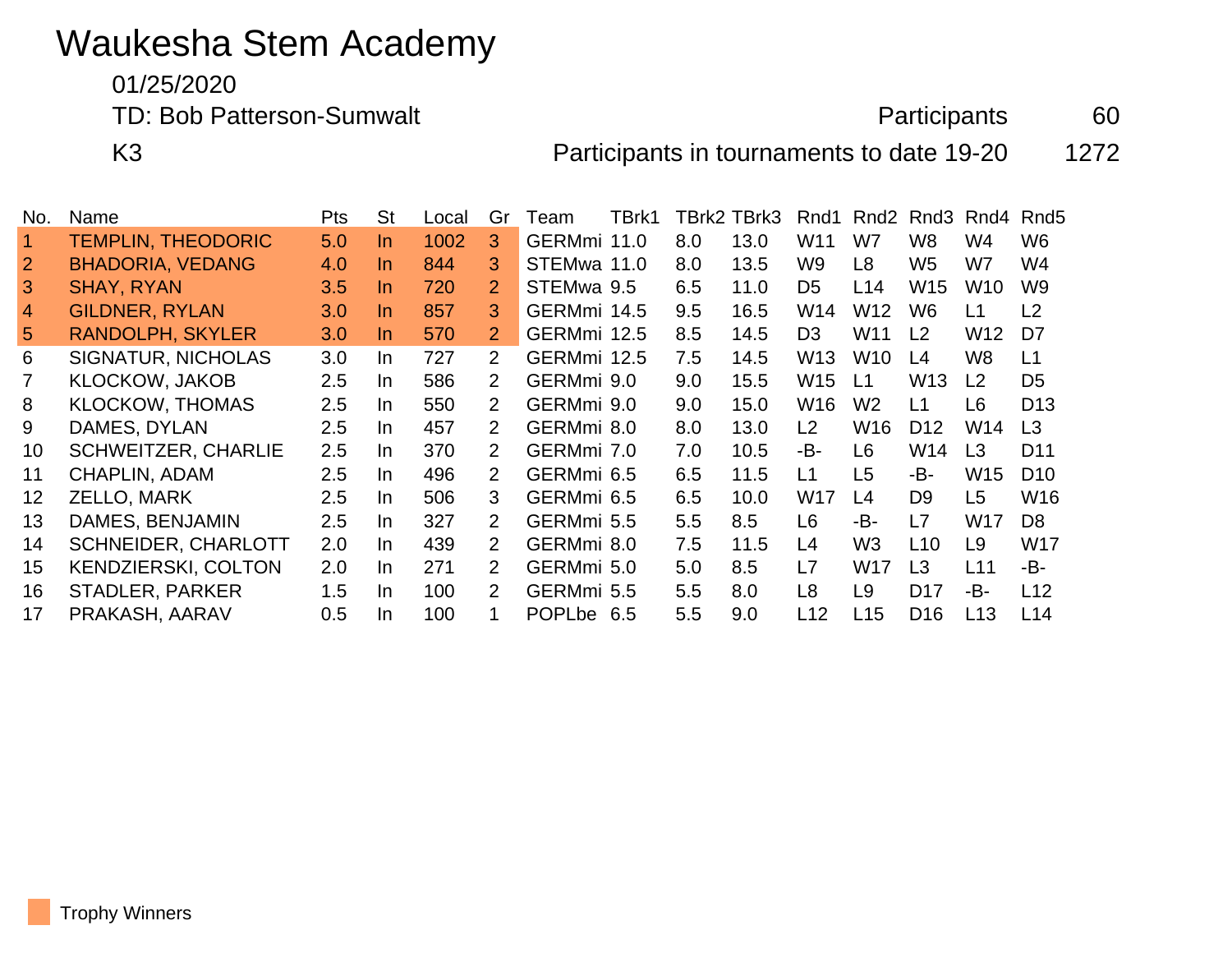# Waukesha Stem Academy

01/25/2020

TD: Bob Patterson-Sumwalt

K3

Participants 60

Participants in tournaments to date 19-20 1272

| No. | Name | Pts | St | Local | Gr | Team | TBrk1 | TBrk2 | TBrk3 | Rnd1 | Rnd2 | Rnd3 | Rnd4 | Rnd5 |
|---|---|---|---|---|---|---|---|---|---|---|---|---|---|---|
| 1 | TEMPLIN, THEODORIC | 5.0 | In | 1002 | 3 | GERMmi | 11.0 | 8.0 | 13.0 | W11 | W7 | W8 | W4 | W6 |
| 2 | BHADORIA, VEDANG | 4.0 | In | 844 | 3 | STEMwa | 11.0 | 8.0 | 13.5 | W9 | L8 | W5 | W7 | W4 |
| 3 | SHAY, RYAN | 3.5 | In | 720 | 2 | STEMwa | 9.5 | 6.5 | 11.0 | D5 | L14 | W15 | W10 | W9 |
| 4 | GILDNER, RYLAN | 3.0 | In | 857 | 3 | GERMmi | 14.5 | 9.5 | 16.5 | W14 | W12 | W6 | L1 | L2 |
| 5 | RANDOLPH, SKYLER | 3.0 | In | 570 | 2 | GERMmi | 12.5 | 8.5 | 14.5 | D3 | W11 | L2 | W12 | D7 |
| 6 | SIGNATUR, NICHOLAS | 3.0 | In | 727 | 2 | GERMmi | 12.5 | 7.5 | 14.5 | W13 | W10 | L4 | W8 | L1 |
| 7 | KLOCKOW, JAKOB | 2.5 | In | 586 | 2 | GERMmi | 9.0 | 9.0 | 15.5 | W15 | L1 | W13 | L2 | D5 |
| 8 | KLOCKOW, THOMAS | 2.5 | In | 550 | 2 | GERMmi | 9.0 | 9.0 | 15.0 | W16 | W2 | L1 | L6 | D13 |
| 9 | DAMES, DYLAN | 2.5 | In | 457 | 2 | GERMmi | 8.0 | 8.0 | 13.0 | L2 | W16 | D12 | W14 | L3 |
| 10 | SCHWEITZER, CHARLIE | 2.5 | In | 370 | 2 | GERMmi | 7.0 | 7.0 | 10.5 | -B- | L6 | W14 | L3 | D11 |
| 11 | CHAPLIN, ADAM | 2.5 | In | 496 | 2 | GERMmi | 6.5 | 6.5 | 11.5 | L1 | L5 | -B- | W15 | D10 |
| 12 | ZELLO, MARK | 2.5 | In | 506 | 3 | GERMmi | 6.5 | 6.5 | 10.0 | W17 | L4 | D9 | L5 | W16 |
| 13 | DAMES, BENJAMIN | 2.5 | In | 327 | 2 | GERMmi | 5.5 | 5.5 | 8.5 | L6 | -B- | L7 | W17 | D8 |
| 14 | SCHNEIDER, CHARLOTT | 2.0 | In | 439 | 2 | GERMmi | 8.0 | 7.5 | 11.5 | L4 | W3 | L10 | L9 | W17 |
| 15 | KENDZIERSKI, COLTON | 2.0 | In | 271 | 2 | GERMmi | 5.0 | 5.0 | 8.5 | L7 | W17 | L3 | L11 | -B- |
| 16 | STADLER, PARKER | 1.5 | In | 100 | 2 | GERMmi | 5.5 | 5.5 | 8.0 | L8 | L9 | D17 | -B- | L12 |
| 17 | PRAKASH, AARAV | 0.5 | In | 100 | 1 | POPLbe | 6.5 | 5.5 | 9.0 | L12 | L15 | D16 | L13 | L14 |

Trophy Winners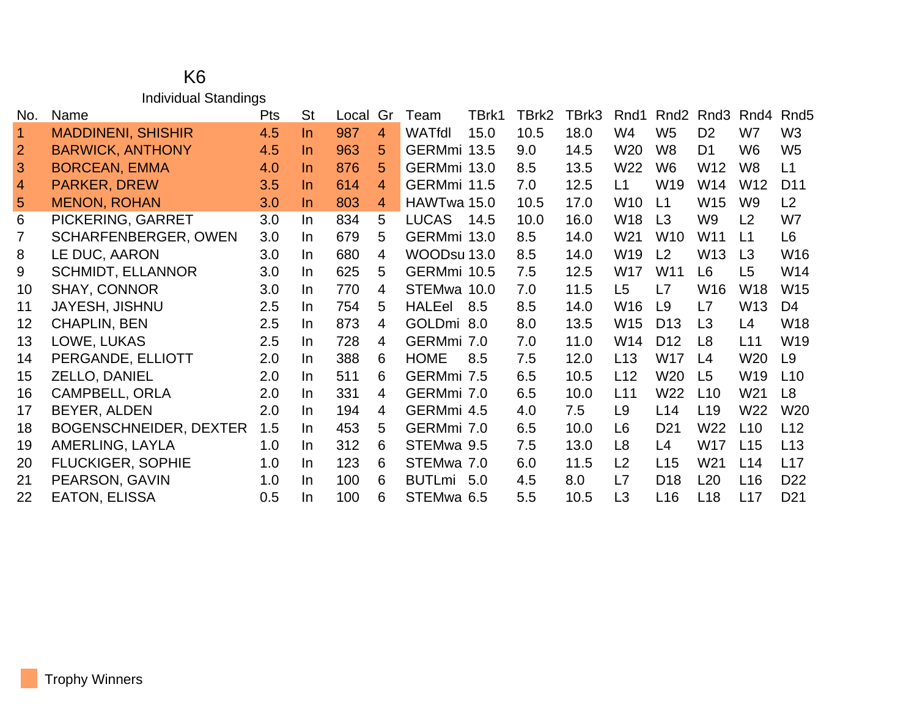# K6

## Individual Standings

| No. | Name | Pts | St | Local | Gr | Team | TBrk1 | TBrk2 | TBrk3 | Rnd1 | Rnd2 | Rnd3 | Rnd4 | Rnd5 |
|---|---|---|---|---|---|---|---|---|---|---|---|---|---|---|
| 1 | MADDINENI, SHISHIR | 4.5 | In | 987 | 4 | WATfdl | 15.0 | 10.5 | 18.0 | W4 | W5 | D2 | W7 | W3 |
| 2 | BARWICK, ANTHONY | 4.5 | In | 963 | 5 | GERMmi | 13.5 | 9.0 | 14.5 | W20 | W8 | D1 | W6 | W5 |
| 3 | BORCEAN, EMMA | 4.0 | In | 876 | 5 | GERMmi | 13.0 | 8.5 | 13.5 | W22 | W6 | W12 | W8 | L1 |
| 4 | PARKER, DREW | 3.5 | In | 614 | 4 | GERMmi | 11.5 | 7.0 | 12.5 | L1 | W19 | W14 | W12 | D11 |
| 5 | MENON, ROHAN | 3.0 | In | 803 | 4 | HAWTwa | 15.0 | 10.5 | 17.0 | W10 | L1 | W15 | W9 | L2 |
| 6 | PICKERING, GARRET | 3.0 | In | 834 | 5 | LUCAS | 14.5 | 10.0 | 16.0 | W18 | L3 | W9 | L2 | W7 |
| 7 | SCHARFENBERGER, OWEN | 3.0 | In | 679 | 5 | GERMmi | 13.0 | 8.5 | 14.0 | W21 | W10 | W11 | L1 | L6 |
| 8 | LE DUC, AARON | 3.0 | In | 680 | 4 | WOODsu | 13.0 | 8.5 | 14.0 | W19 | L2 | W13 | L3 | W16 |
| 9 | SCHMIDT, ELLANNOR | 3.0 | In | 625 | 5 | GERMmi | 10.5 | 7.5 | 12.5 | W17 | W11 | L6 | L5 | W14 |
| 10 | SHAY, CONNOR | 3.0 | In | 770 | 4 | STEMwa | 10.0 | 7.0 | 11.5 | L5 | L7 | W16 | W18 | W15 |
| 11 | JAYESH, JISHNU | 2.5 | In | 754 | 5 | HALEel | 8.5 | 8.5 | 14.0 | W16 | L9 | L7 | W13 | D4 |
| 12 | CHAPLIN, BEN | 2.5 | In | 873 | 4 | GOLDmi | 8.0 | 8.0 | 13.5 | W15 | D13 | L3 | L4 | W18 |
| 13 | LOWE, LUKAS | 2.5 | In | 728 | 4 | GERMmi | 7.0 | 7.0 | 11.0 | W14 | D12 | L8 | L11 | W19 |
| 14 | PERGANDE, ELLIOTT | 2.0 | In | 388 | 6 | HOME | 8.5 | 7.5 | 12.0 | L13 | W17 | L4 | W20 | L9 |
| 15 | ZELLO, DANIEL | 2.0 | In | 511 | 6 | GERMmi | 7.5 | 6.5 | 10.5 | L12 | W20 | L5 | W19 | L10 |
| 16 | CAMPBELL, ORLA | 2.0 | In | 331 | 4 | GERMmi | 7.0 | 6.5 | 10.0 | L11 | W22 | L10 | W21 | L8 |
| 17 | BEYER, ALDEN | 2.0 | In | 194 | 4 | GERMmi | 4.5 | 4.0 | 7.5 | L9 | L14 | L19 | W22 | W20 |
| 18 | BOGENSCHNEIDER, DEXTER | 1.5 | In | 453 | 5 | GERMmi | 7.0 | 6.5 | 10.0 | L6 | D21 | W22 | L10 | L12 |
| 19 | AMERLING, LAYLA | 1.0 | In | 312 | 6 | STEMwa | 9.5 | 7.5 | 13.0 | L8 | L4 | W17 | L15 | L13 |
| 20 | FLUCKIGER, SOPHIE | 1.0 | In | 123 | 6 | STEMwa | 7.0 | 6.0 | 11.5 | L2 | L15 | W21 | L14 | L17 |
| 21 | PEARSON, GAVIN | 1.0 | In | 100 | 6 | BUTLmi | 5.0 | 4.5 | 8.0 | L7 | D18 | L20 | L16 | D22 |
| 22 | EATON, ELISSA | 0.5 | In | 100 | 6 | STEMwa | 6.5 | 5.5 | 10.5 | L3 | L16 | L18 | L17 | D21 |

Trophy Winners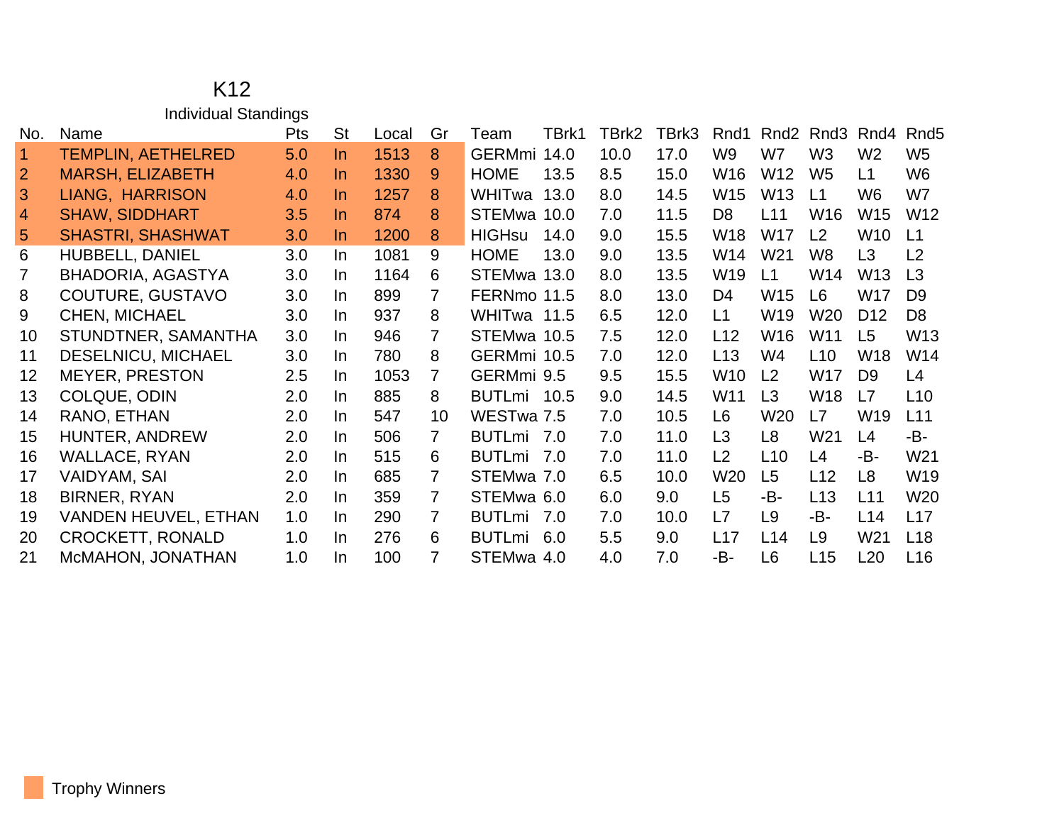# K12

## Individual Standings

| No. | Name | Pts | St | Local | Gr | Team | TBrk1 | TBrk2 | TBrk3 | Rnd1 | Rnd2 | Rnd3 | Rnd4 | Rnd5 |
|---|---|---|---|---|---|---|---|---|---|---|---|---|---|---|
| 1 | TEMPLIN, AETHELRED | 5.0 | In | 1513 | 8 | GERMmi | 14.0 | 10.0 | 17.0 | W9 | W7 | W3 | W2 | W5 |
| 2 | MARSH, ELIZABETH | 4.0 | In | 1330 | 9 | HOME | 13.5 | 8.5 | 15.0 | W16 | W12 | W5 | L1 | W6 |
| 3 | LIANG, HARRISON | 4.0 | In | 1257 | 8 | WHITwa | 13.0 | 8.0 | 14.5 | W15 | W13 | L1 | W6 | W7 |
| 4 | SHAW, SIDDHART | 3.5 | In | 874 | 8 | STEMwa | 10.0 | 7.0 | 11.5 | D8 | L11 | W16 | W15 | W12 |
| 5 | SHASTRI, SHASHWAT | 3.0 | In | 1200 | 8 | HIGHsu | 14.0 | 9.0 | 15.5 | W18 | W17 | L2 | W10 | L1 |
| 6 | HUBBELL, DANIEL | 3.0 | In | 1081 | 9 | HOME | 13.0 | 9.0 | 13.5 | W14 | W21 | W8 | L3 | L2 |
| 7 | BHADORIA, AGASTYA | 3.0 | In | 1164 | 6 | STEMwa | 13.0 | 8.0 | 13.5 | W19 | L1 | W14 | W13 | L3 |
| 8 | COUTURE, GUSTAVO | 3.0 | In | 899 | 7 | FERNmo | 11.5 | 8.0 | 13.0 | D4 | W15 | L6 | W17 | D9 |
| 9 | CHEN, MICHAEL | 3.0 | In | 937 | 8 | WHITwa | 11.5 | 6.5 | 12.0 | L1 | W19 | W20 | D12 | D8 |
| 10 | STUNDTNER, SAMANTHA | 3.0 | In | 946 | 7 | STEMwa | 10.5 | 7.5 | 12.0 | L12 | W16 | W11 | L5 | W13 |
| 11 | DESELNICU, MICHAEL | 3.0 | In | 780 | 8 | GERMmi | 10.5 | 7.0 | 12.0 | L13 | W4 | L10 | W18 | W14 |
| 12 | MEYER, PRESTON | 2.5 | In | 1053 | 7 | GERMmi | 9.5 | 9.5 | 15.5 | W10 | L2 | W17 | D9 | L4 |
| 13 | COLQUE, ODIN | 2.0 | In | 885 | 8 | BUTLmi | 10.5 | 9.0 | 14.5 | W11 | L3 | W18 | L7 | L10 |
| 14 | RANO, ETHAN | 2.0 | In | 547 | 10 | WESTwa | 7.5 | 7.0 | 10.5 | L6 | W20 | L7 | W19 | L11 |
| 15 | HUNTER, ANDREW | 2.0 | In | 506 | 7 | BUTLmi | 7.0 | 7.0 | 11.0 | L3 | L8 | W21 | L4 | -B- |
| 16 | WALLACE, RYAN | 2.0 | In | 515 | 6 | BUTLmi | 7.0 | 7.0 | 11.0 | L2 | L10 | L4 | -B- | W21 |
| 17 | VAIDYAM, SAI | 2.0 | In | 685 | 7 | STEMwa | 7.0 | 6.5 | 10.0 | W20 | L5 | L12 | L8 | W19 |
| 18 | BIRNER, RYAN | 2.0 | In | 359 | 7 | STEMwa | 6.0 | 6.0 | 9.0 | L5 | -B- | L13 | L11 | W20 |
| 19 | VANDEN HEUVEL, ETHAN | 1.0 | In | 290 | 7 | BUTLmi | 7.0 | 7.0 | 10.0 | L7 | L9 | -B- | L14 | L17 |
| 20 | CROCKETT, RONALD | 1.0 | In | 276 | 6 | BUTLmi | 6.0 | 5.5 | 9.0 | L17 | L14 | L9 | W21 | L18 |
| 21 | McMAHON, JONATHAN | 1.0 | In | 100 | 7 | STEMwa | 4.0 | 4.0 | 7.0 | -B- | L6 | L15 | L20 | L16 |

Trophy Winners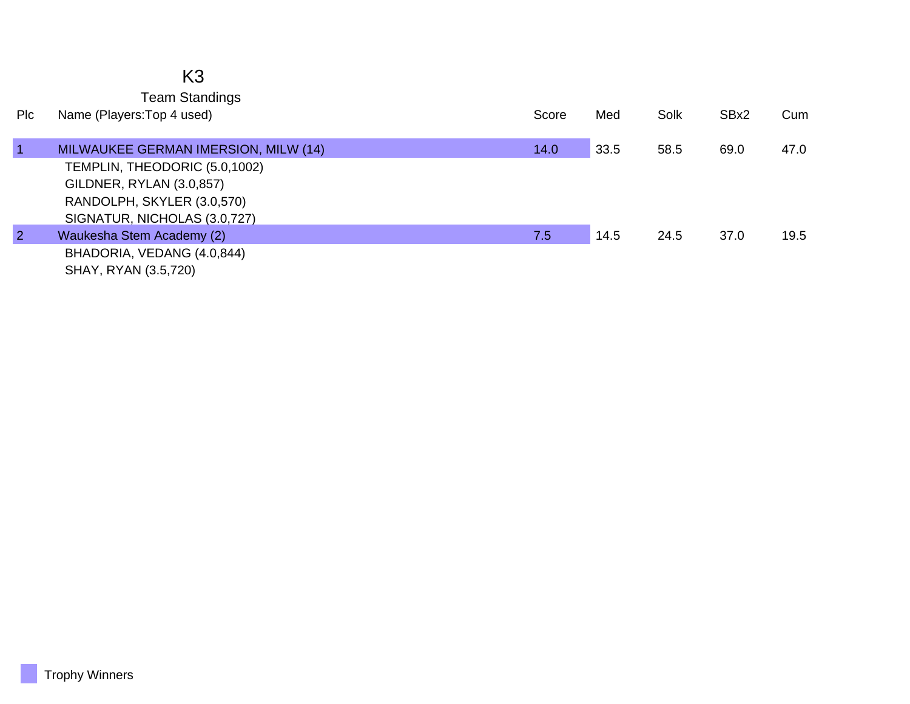# K3

## Team Standings

| Plc | Name (Players:Top 4 used) | Score | Med | Solk | SBx2 | Cum |
|---|---|---|---|---|---|---|
| 1 | MILWAUKEE GERMAN IMERSION, MILW (14) | 14.0 | 33.5 | 58.5 | 69.0 | 47.0 |
| | TEMPLIN, THEODORIC (5.0,1002) | | | | | |
| | GILDNER, RYLAN (3.0,857) | | | | | |
| | RANDOLPH, SKYLER (3.0,570) | | | | | |
| | SIGNATUR, NICHOLAS (3.0,727) | | | | | |
| 2 | Waukesha Stem Academy (2) | 7.5 | 14.5 | 24.5 | 37.0 | 19.5 |
| | BHADORIA, VEDANG (4.0,844) | | | | | |
| | SHAY, RYAN (3.5,720) | | | | | |

Trophy Winners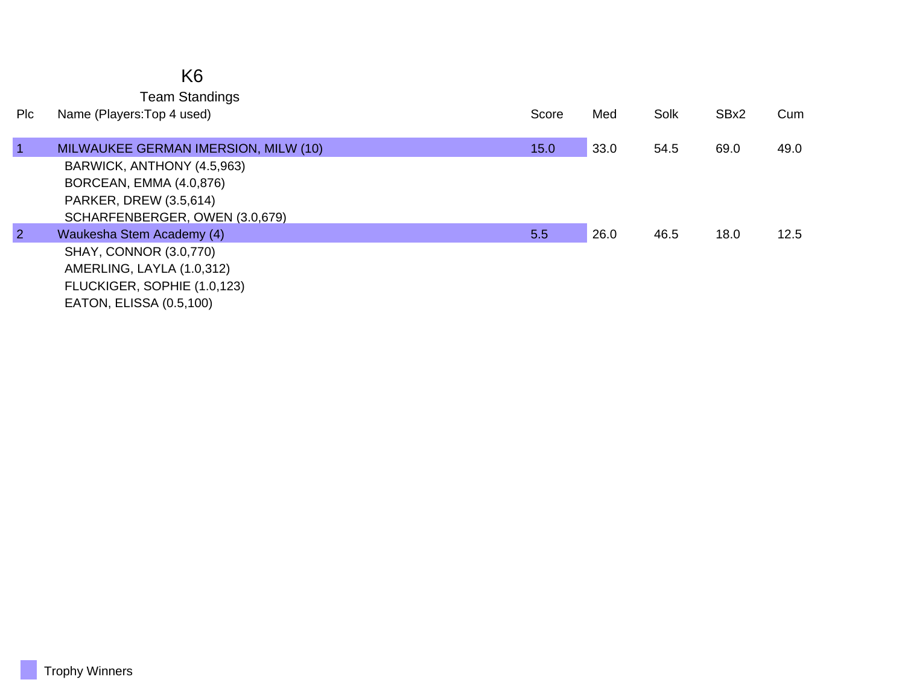# K6

## Team Standings

| Plc | Name (Players:Top 4 used) | Score | Med | Solk | SBx2 | Cum |
|---|---|---|---|---|---|---|
| 1 | MILWAUKEE GERMAN IMERSION, MILW (10) | 15.0 | 33.0 | 54.5 | 69.0 | 49.0 |
| | BARWICK, ANTHONY (4.5,963) | | | | | |
| | BORCEAN, EMMA (4.0,876) | | | | | |
| | PARKER, DREW (3.5,614) | | | | | |
| | SCHARFENBERGER, OWEN (3.0,679) | | | | | |
| 2 | Waukesha Stem Academy (4) | 5.5 | 26.0 | 46.5 | 18.0 | 12.5 |
| | SHAY, CONNOR (3.0,770) | | | | | |
| | AMERLING, LAYLA (1.0,312) | | | | | |
| | FLUCKIGER, SOPHIE (1.0,123) | | | | | |
| | EATON, ELISSA (0.5,100) | | | | | |

Trophy Winners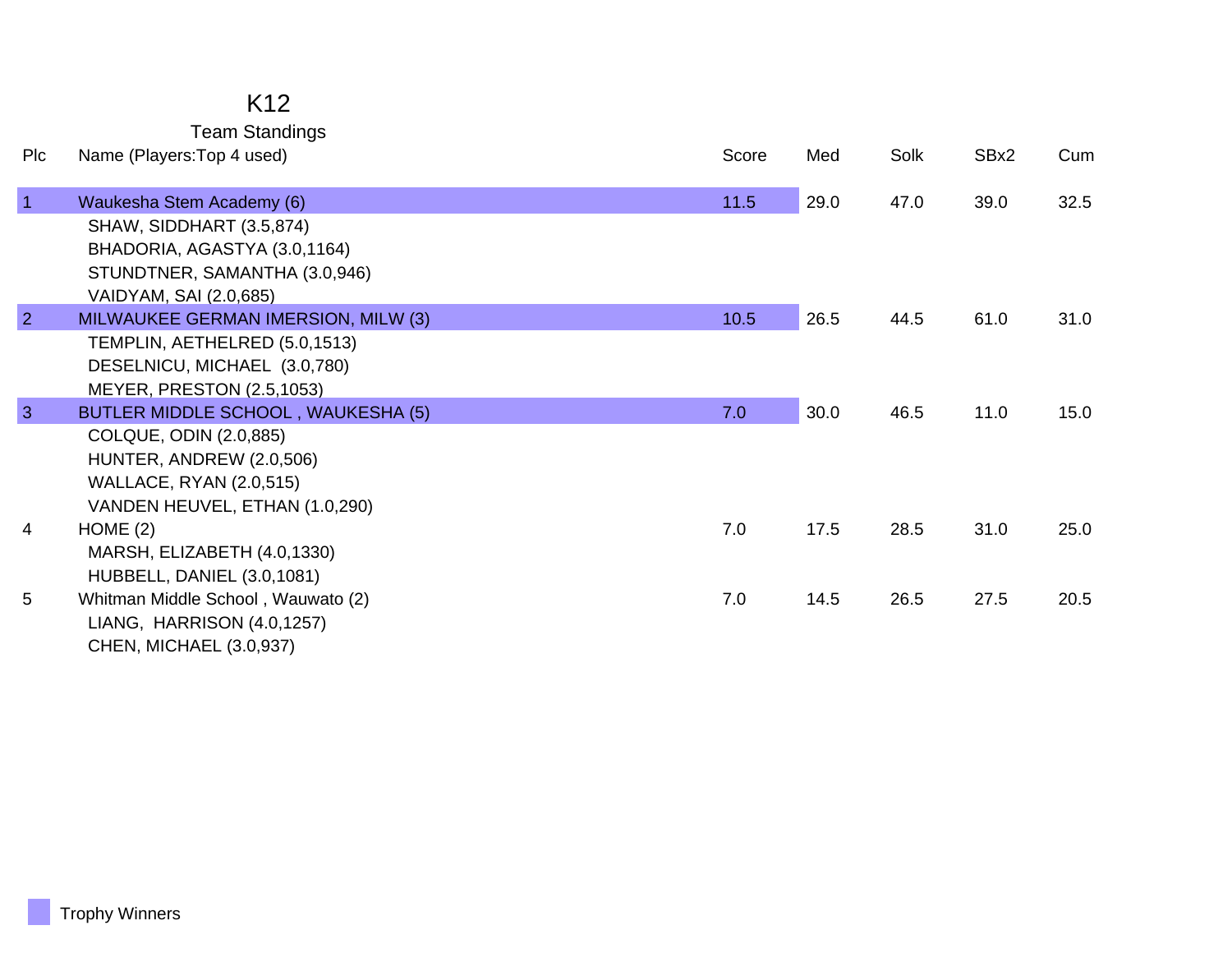# K12

## Team Standings

| Plc | Name (Players:Top 4 used) | Score | Med | Solk | SBx2 | Cum |
|---|---|---|---|---|---|---|
| 1 | Waukesha Stem Academy (6) | 11.5 | 29.0 | 47.0 | 39.0 | 32.5 |
| | SHAW, SIDDHART (3.5,874) | | | | | |
| | BHADORIA, AGASTYA (3.0,1164) | | | | | |
| | STUNDTNER, SAMANTHA (3.0,946) | | | | | |
| | VAIDYAM, SAI (2.0,685) | | | | | |
| 2 | MILWAUKEE GERMAN IMERSION, MILW (3) | 10.5 | 26.5 | 44.5 | 61.0 | 31.0 |
| | TEMPLIN, AETHELRED (5.0,1513) | | | | | |
| | DESELNICU, MICHAEL (3.0,780) | | | | | |
| | MEYER, PRESTON (2.5,1053) | | | | | |
| 3 | BUTLER MIDDLE SCHOOL , WAUKESHA (5) | 7.0 | 30.0 | 46.5 | 11.0 | 15.0 |
| | COLQUE, ODIN (2.0,885) | | | | | |
| | HUNTER, ANDREW (2.0,506) | | | | | |
| | WALLACE, RYAN (2.0,515) | | | | | |
| | VANDEN HEUVEL, ETHAN (1.0,290) | | | | | |
| 4 | HOME (2) | 7.0 | 17.5 | 28.5 | 31.0 | 25.0 |
| | MARSH, ELIZABETH (4.0,1330) | | | | | |
| | HUBBELL, DANIEL (3.0,1081) | | | | | |
| 5 | Whitman Middle School , Wauwato (2) | 7.0 | 14.5 | 26.5 | 27.5 | 20.5 |
| | LIANG, HARRISON (4.0,1257) | | | | | |
| | CHEN, MICHAEL (3.0,937) | | | | | |

Trophy Winners